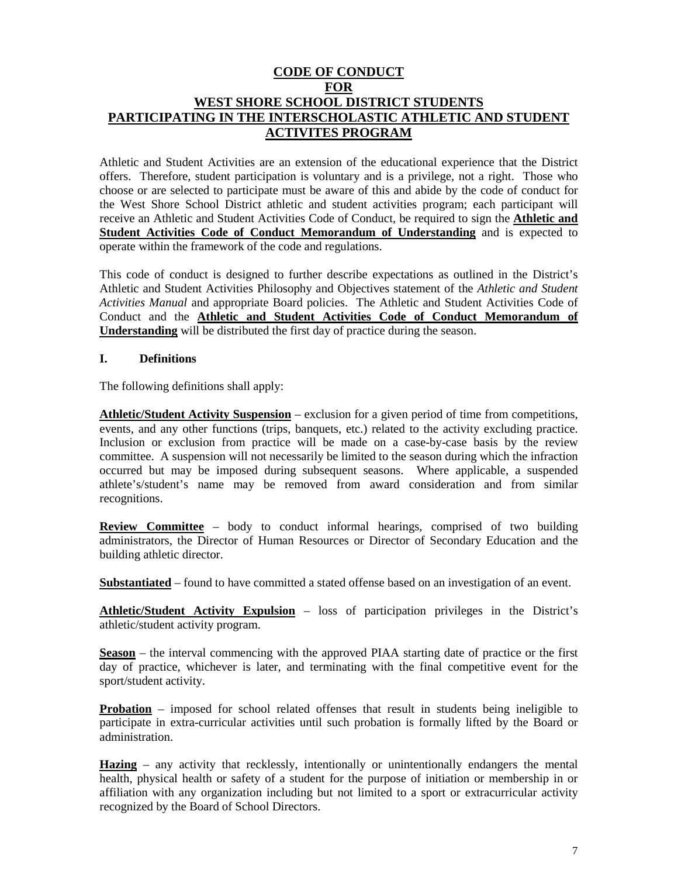# CODE OF CONDUCT
# FOR
# WEST SHORE SCHOOL DISTRICT STUDENTS
# PARTICIPATING IN THE INTERSCHOLASTIC ATHLETIC AND STUDENT ACTIVITES PROGRAM

Athletic and Student Activities are an extension of the educational experience that the District offers. Therefore, student participation is voluntary and is a privilege, not a right. Those who choose or are selected to participate must be aware of this and abide by the code of conduct for the West Shore School District athletic and student activities program; each participant will receive an Athletic and Student Activities Code of Conduct, be required to sign the **Athletic and Student Activities Code of Conduct Memorandum of Understanding** and is expected to operate within the framework of the code and regulations.

This code of conduct is designed to further describe expectations as outlined in the District's Athletic and Student Activities Philosophy and Objectives statement of the *Athletic and Student Activities Manual* and appropriate Board policies. The Athletic and Student Activities Code of Conduct and the **Athletic and Student Activities Code of Conduct Memorandum of Understanding** will be distributed the first day of practice during the season.

## I. Definitions

The following definitions shall apply:

**Athletic/Student Activity Suspension** – exclusion for a given period of time from competitions, events, and any other functions (trips, banquets, etc.) related to the activity excluding practice. Inclusion or exclusion from practice will be made on a case-by-case basis by the review committee. A suspension will not necessarily be limited to the season during which the infraction occurred but may be imposed during subsequent seasons. Where applicable, a suspended athlete's/student's name may be removed from award consideration and from similar recognitions.

**Review Committee** – body to conduct informal hearings, comprised of two building administrators, the Director of Human Resources or Director of Secondary Education and the building athletic director.

**Substantiated** – found to have committed a stated offense based on an investigation of an event.

**Athletic/Student Activity Expulsion** – loss of participation privileges in the District's athletic/student activity program.

**Season** – the interval commencing with the approved PIAA starting date of practice or the first day of practice, whichever is later, and terminating with the final competitive event for the sport/student activity.

**Probation** – imposed for school related offenses that result in students being ineligible to participate in extra-curricular activities until such probation is formally lifted by the Board or administration.

**Hazing** – any activity that recklessly, intentionally or unintentionally endangers the mental health, physical health or safety of a student for the purpose of initiation or membership in or affiliation with any organization including but not limited to a sport or extracurricular activity recognized by the Board of School Directors.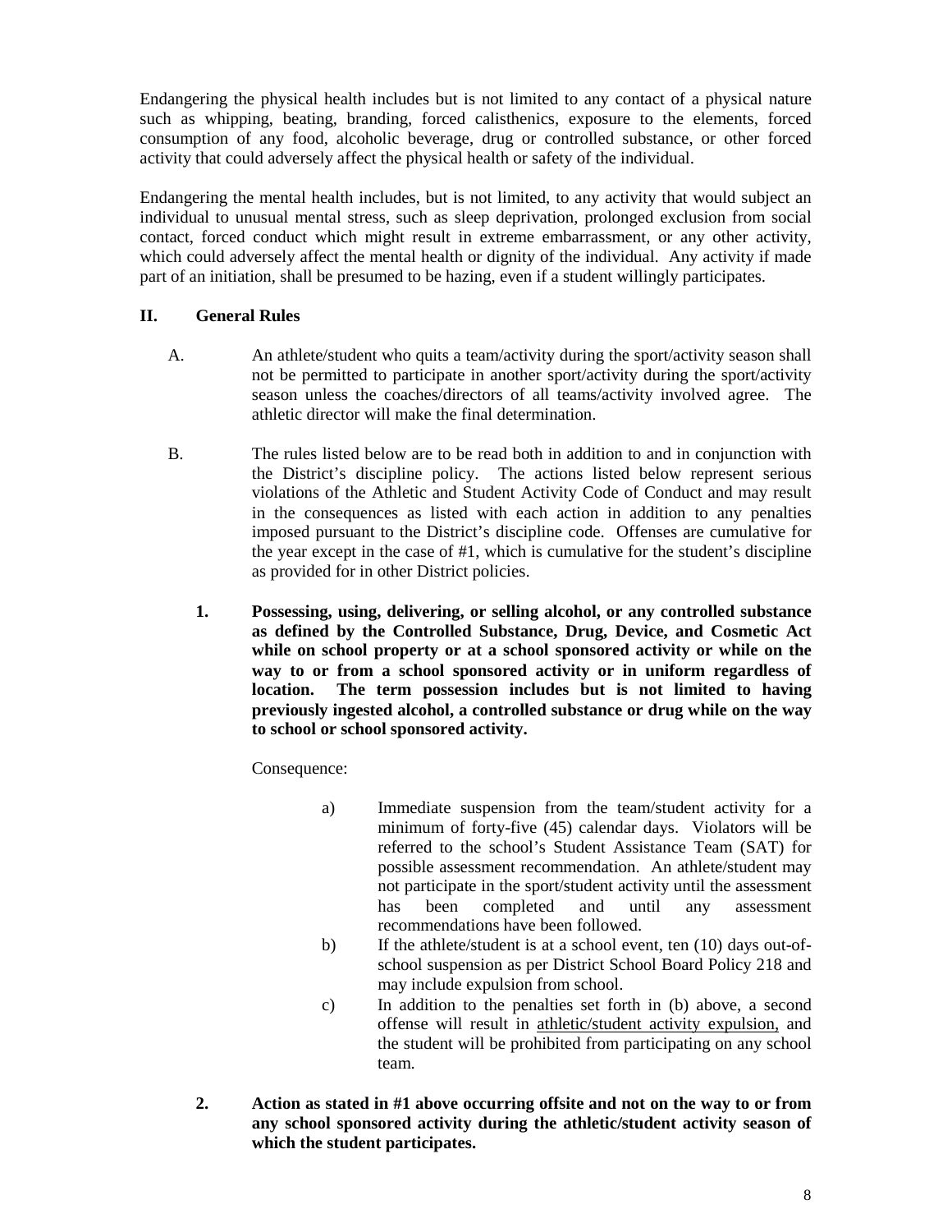Endangering the physical health includes but is not limited to any contact of a physical nature such as whipping, beating, branding, forced calisthenics, exposure to the elements, forced consumption of any food, alcoholic beverage, drug or controlled substance, or other forced activity that could adversely affect the physical health or safety of the individual.

Endangering the mental health includes, but is not limited, to any activity that would subject an individual to unusual mental stress, such as sleep deprivation, prolonged exclusion from social contact, forced conduct which might result in extreme embarrassment, or any other activity, which could adversely affect the mental health or dignity of the individual. Any activity if made part of an initiation, shall be presumed to be hazing, even if a student willingly participates.

## II. General Rules

A. An athlete/student who quits a team/activity during the sport/activity season shall not be permitted to participate in another sport/activity during the sport/activity season unless the coaches/directors of all teams/activity involved agree. The athletic director will make the final determination.

B. The rules listed below are to be read both in addition to and in conjunction with the District's discipline policy. The actions listed below represent serious violations of the Athletic and Student Activity Code of Conduct and may result in the consequences as listed with each action in addition to any penalties imposed pursuant to the District's discipline code. Offenses are cumulative for the year except in the case of #1, which is cumulative for the student's discipline as provided for in other District policies.

1. **Possessing, using, delivering, or selling alcohol, or any controlled substance as defined by the Controlled Substance, Drug, Device, and Cosmetic Act while on school property or at a school sponsored activity or while on the way to or from a school sponsored activity or in uniform regardless of location. The term possession includes but is not limited to having previously ingested alcohol, a controlled substance or drug while on the way to school or school sponsored activity.**

   Consequence:

   a) Immediate suspension from the team/student activity for a minimum of forty-five (45) calendar days. Violators will be referred to the school's Student Assistance Team (SAT) for possible assessment recommendation. An athlete/student may not participate in the sport/student activity until the assessment has been completed and until any assessment recommendations have been followed.

   b) If the athlete/student is at a school event, ten (10) days out-of-school suspension as per District School Board Policy 218 and may include expulsion from school.

   c) In addition to the penalties set forth in (b) above, a second offense will result in athletic/student activity expulsion, and the student will be prohibited from participating on any school team.

2. **Action as stated in #1 above occurring offsite and not on the way to or from any school sponsored activity during the athletic/student activity season of which the student participates.**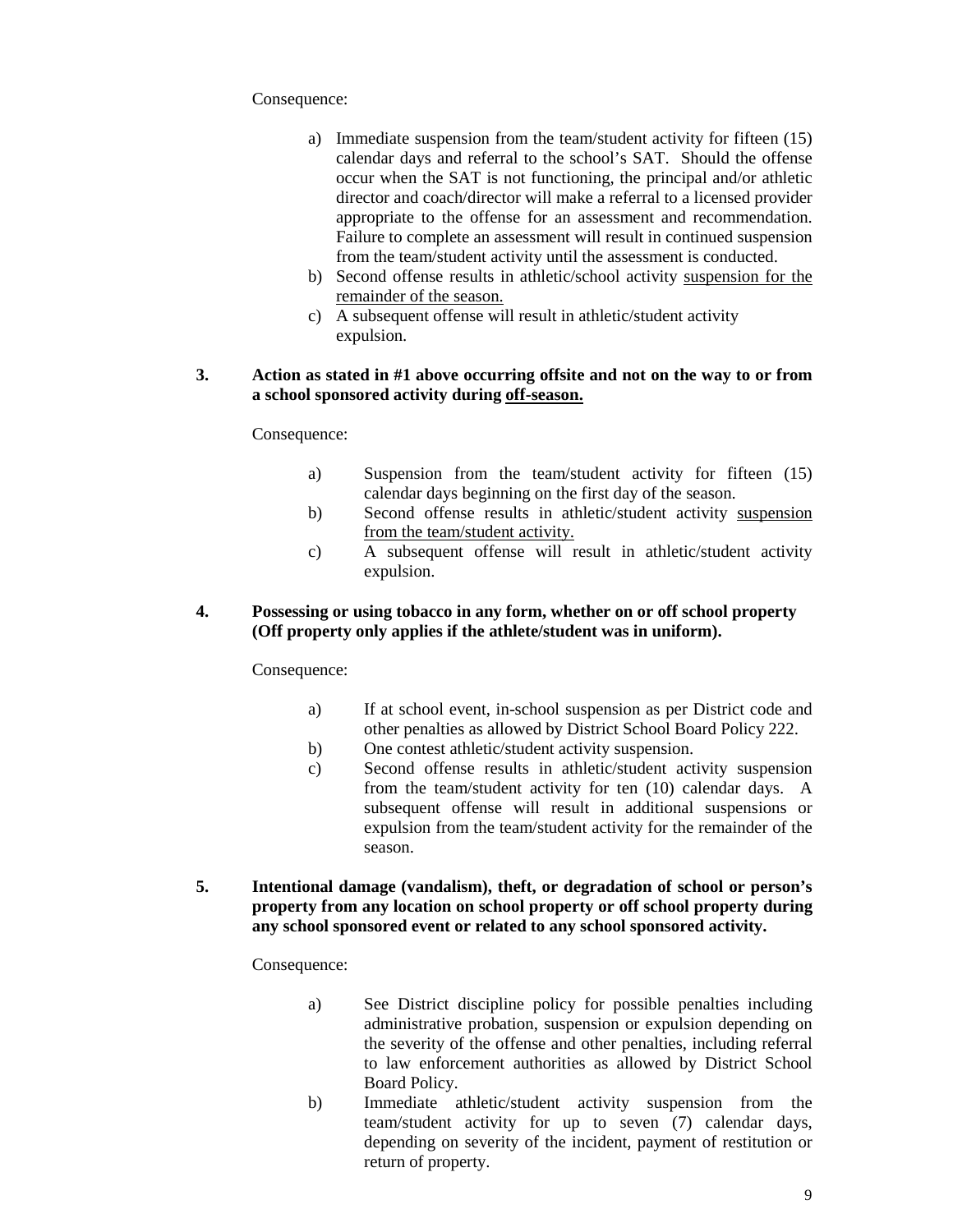Consequence:

a) Immediate suspension from the team/student activity for fifteen (15) calendar days and referral to the school's SAT. Should the offense occur when the SAT is not functioning, the principal and/or athletic director and coach/director will make a referral to a licensed provider appropriate to the offense for an assessment and recommendation. Failure to complete an assessment will result in continued suspension from the team/student activity until the assessment is conducted.
b) Second offense results in athletic/school activity <u>suspension for the remainder of the season.</u>
c) A subsequent offense will result in athletic/student activity expulsion.

**3. Action as stated in #1 above occurring offsite and not on the way to or from a school sponsored activity during <u>off-season.</u>**

Consequence:

a) Suspension from the team/student activity for fifteen (15) calendar days beginning on the first day of the season.
b) Second offense results in athletic/student activity <u>suspension from the team/student activity.</u>
c) A subsequent offense will result in athletic/student activity expulsion.

**4. Possessing or using tobacco in any form, whether on or off school property (Off property only applies if the athlete/student was in uniform).**

Consequence:

a) If at school event, in-school suspension as per District code and other penalties as allowed by District School Board Policy 222.
b) One contest athletic/student activity suspension.
c) Second offense results in athletic/student activity suspension from the team/student activity for ten (10) calendar days. A subsequent offense will result in additional suspensions or expulsion from the team/student activity for the remainder of the season.

**5. Intentional damage (vandalism), theft, or degradation of school or person's property from any location on school property or off school property during any school sponsored event or related to any school sponsored activity.**

Consequence:

a) See District discipline policy for possible penalties including administrative probation, suspension or expulsion depending on the severity of the offense and other penalties, including referral to law enforcement authorities as allowed by District School Board Policy.
b) Immediate athletic/student activity suspension from the team/student activity for up to seven (7) calendar days, depending on severity of the incident, payment of restitution or return of property.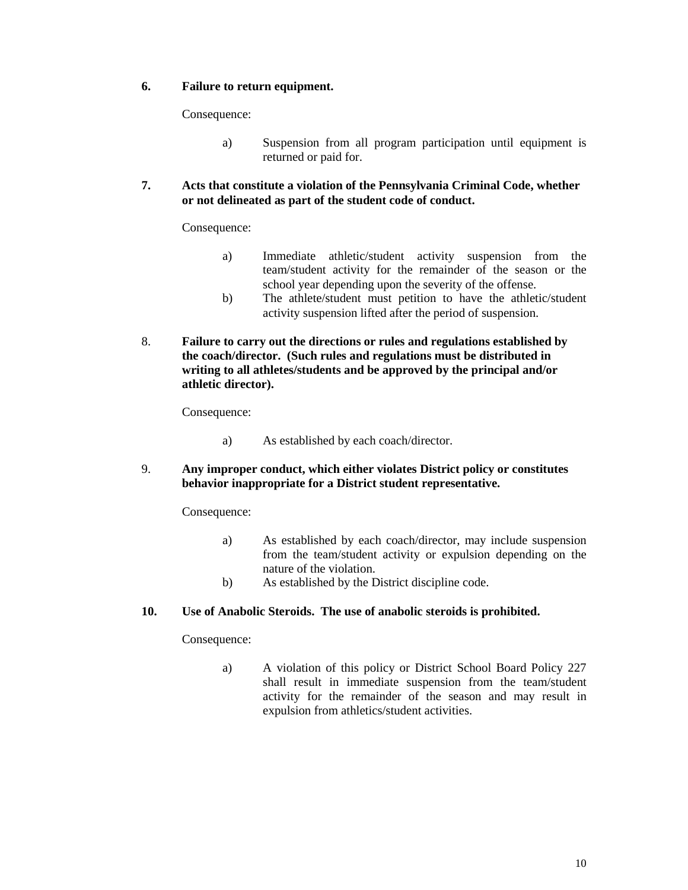**6. Failure to return equipment.**

Consequence:

a) Suspension from all program participation until equipment is returned or paid for.

**7. Acts that constitute a violation of the Pennsylvania Criminal Code, whether or not delineated as part of the student code of conduct.**

Consequence:

a) Immediate athletic/student activity suspension from the team/student activity for the remainder of the season or the school year depending upon the severity of the offense.
b) The athlete/student must petition to have the athletic/student activity suspension lifted after the period of suspension.

8. **Failure to carry out the directions or rules and regulations established by the coach/director. (Such rules and regulations must be distributed in writing to all athletes/students and be approved by the principal and/or athletic director).**

Consequence:

a) As established by each coach/director.

9. **Any improper conduct, which either violates District policy or constitutes behavior inappropriate for a District student representative.**

Consequence:

a) As established by each coach/director, may include suspension from the team/student activity or expulsion depending on the nature of the violation.
b) As established by the District discipline code.

**10. Use of Anabolic Steroids. The use of anabolic steroids is prohibited.**

Consequence:

a) A violation of this policy or District School Board Policy 227 shall result in immediate suspension from the team/student activity for the remainder of the season and may result in expulsion from athletics/student activities.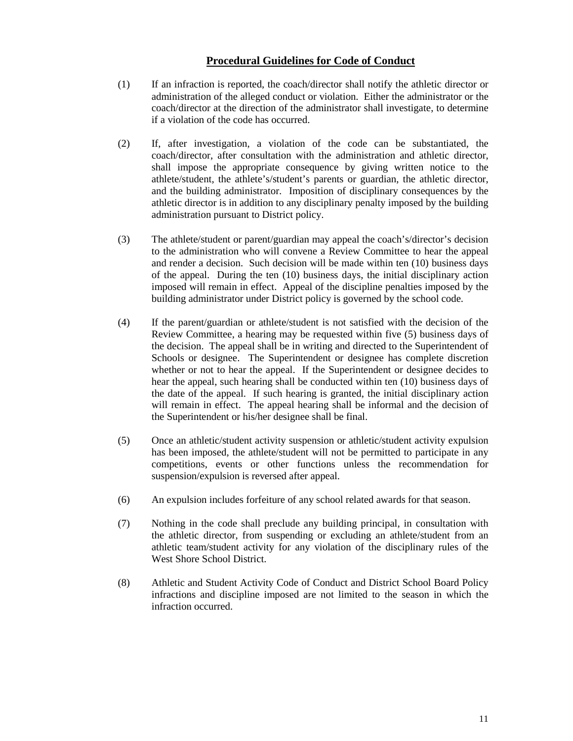## Procedural Guidelines for Code of Conduct

(1) If an infraction is reported, the coach/director shall notify the athletic director or administration of the alleged conduct or violation. Either the administrator or the coach/director at the direction of the administrator shall investigate, to determine if a violation of the code has occurred.

(2) If, after investigation, a violation of the code can be substantiated, the coach/director, after consultation with the administration and athletic director, shall impose the appropriate consequence by giving written notice to the athlete/student, the athlete's/student's parents or guardian, the athletic director, and the building administrator. Imposition of disciplinary consequences by the athletic director is in addition to any disciplinary penalty imposed by the building administration pursuant to District policy.

(3) The athlete/student or parent/guardian may appeal the coach's/director's decision to the administration who will convene a Review Committee to hear the appeal and render a decision. Such decision will be made within ten (10) business days of the appeal. During the ten (10) business days, the initial disciplinary action imposed will remain in effect. Appeal of the discipline penalties imposed by the building administrator under District policy is governed by the school code.

(4) If the parent/guardian or athlete/student is not satisfied with the decision of the Review Committee, a hearing may be requested within five (5) business days of the decision. The appeal shall be in writing and directed to the Superintendent of Schools or designee. The Superintendent or designee has complete discretion whether or not to hear the appeal. If the Superintendent or designee decides to hear the appeal, such hearing shall be conducted within ten (10) business days of the date of the appeal. If such hearing is granted, the initial disciplinary action will remain in effect. The appeal hearing shall be informal and the decision of the Superintendent or his/her designee shall be final.

(5) Once an athletic/student activity suspension or athletic/student activity expulsion has been imposed, the athlete/student will not be permitted to participate in any competitions, events or other functions unless the recommendation for suspension/expulsion is reversed after appeal.

(6) An expulsion includes forfeiture of any school related awards for that season.

(7) Nothing in the code shall preclude any building principal, in consultation with the athletic director, from suspending or excluding an athlete/student from an athletic team/student activity for any violation of the disciplinary rules of the West Shore School District.

(8) Athletic and Student Activity Code of Conduct and District School Board Policy infractions and discipline imposed are not limited to the season in which the infraction occurred.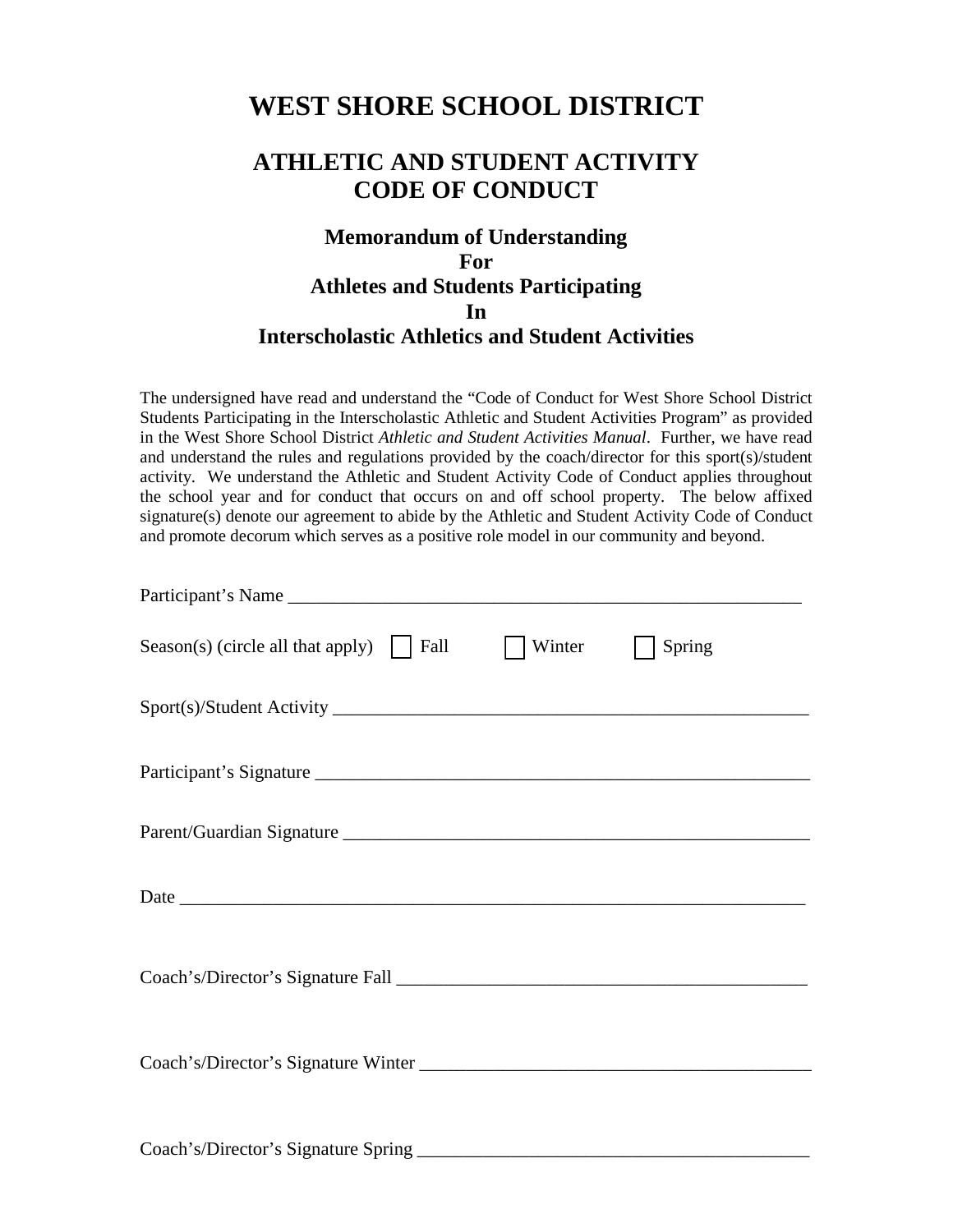# WEST SHORE SCHOOL DISTRICT

## ATHLETIC AND STUDENT ACTIVITY CODE OF CONDUCT

### Memorandum of Understanding For Athletes and Students Participating In Interscholastic Athletics and Student Activities

The undersigned have read and understand the "Code of Conduct for West Shore School District Students Participating in the Interscholastic Athletic and Student Activities Program" as provided in the West Shore School District *Athletic and Student Activities Manual*. Further, we have read and understand the rules and regulations provided by the coach/director for this sport(s)/student activity. We understand the Athletic and Student Activity Code of Conduct applies throughout the school year and for conduct that occurs on and off school property. The below affixed signature(s) denote our agreement to abide by the Athletic and Student Activity Code of Conduct and promote decorum which serves as a positive role model in our community and beyond.

Participant's Name ___________________________________________________________

Season(s) (circle all that apply) ☐ Fall ☐ Winter ☐ Spring

Sport(s)/Student Activity ______________________________________________________

Participant's Signature ________________________________________________________

Parent/Guardian Signature _____________________________________________________

Date _______________________________________________________________________

Coach's/Director's Signature Fall _______________________________________________

Coach's/Director's Signature Winter _____________________________________________

Coach's/Director's Signature Spring _____________________________________________